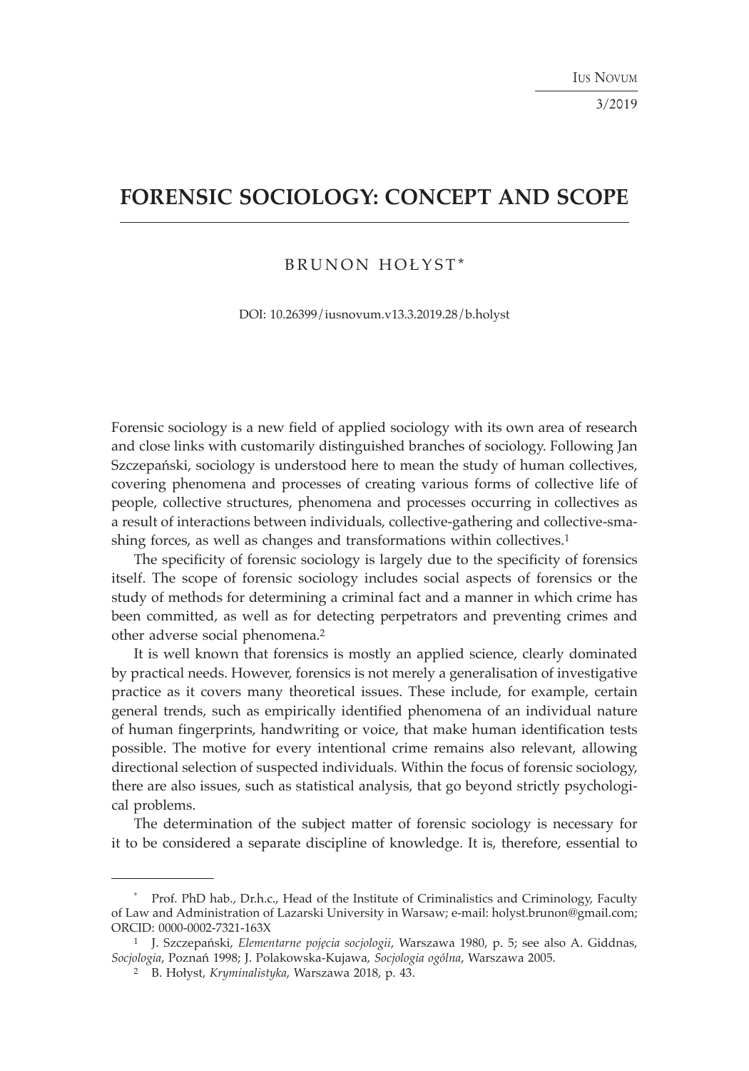# FORENSIC SOCIOLOGY: CONCEPT AND SCOPE

BRUNON HOŁYST*

DOI: 10.26399/iusnovum.v13.3.2019.28/b.holyst

Forensic sociology is a new field of applied sociology with its own area of research and close links with customarily distinguished branches of sociology. Following Jan Szczepański, sociology is understood here to mean the study of human collectives, covering phenomena and processes of creating various forms of collective life of people, collective structures, phenomena and processes occurring in collectives as a result of interactions between individuals, collective-gathering and collective-smashing forces, as well as changes and transformations within collectives.[1]

The specificity of forensic sociology is largely due to the specificity of forensics itself. The scope of forensic sociology includes social aspects of forensics or the study of methods for determining a criminal fact and a manner in which crime has been committed, as well as for detecting perpetrators and preventing crimes and other adverse social phenomena.[2]

It is well known that forensics is mostly an applied science, clearly dominated by practical needs. However, forensics is not merely a generalisation of investigative practice as it covers many theoretical issues. These include, for example, certain general trends, such as empirically identified phenomena of an individual nature of human fingerprints, handwriting or voice, that make human identification tests possible. The motive for every intentional crime remains also relevant, allowing directional selection of suspected individuals. Within the focus of forensic sociology, there are also issues, such as statistical analysis, that go beyond strictly psychological problems.

The determination of the subject matter of forensic sociology is necessary for it to be considered a separate discipline of knowledge. It is, therefore, essential to

---

* Prof. PhD hab., Dr.h.c., Head of the Institute of Criminalistics and Criminology, Faculty of Law and Administration of Lazarski University in Warsaw; e-mail: holyst.brunon@gmail.com; ORCID: 0000-0002-7321-163X

[1] J. Szczepański, *Elementarne pojęcia socjologii*, Warszawa 1980, p. 5; see also A. Giddnas, *Socjologia*, Poznań 1998; J. Polakowska-Kujawa, *Socjologia ogólna*, Warszawa 2005.

[2] B. Hołyst, *Kryminalistyka*, Warszawa 2018, p. 43.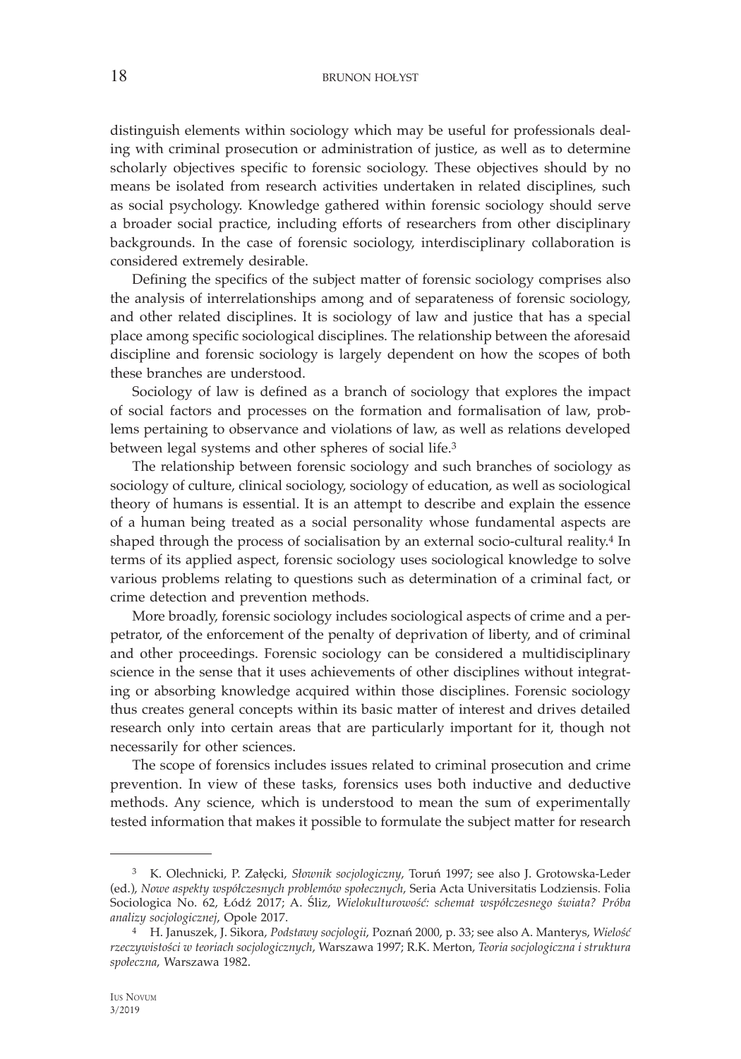distinguish elements within sociology which may be useful for professionals dealing with criminal prosecution or administration of justice, as well as to determine scholarly objectives specific to forensic sociology. These objectives should by no means be isolated from research activities undertaken in related disciplines, such as social psychology. Knowledge gathered within forensic sociology should serve a broader social practice, including efforts of researchers from other disciplinary backgrounds. In the case of forensic sociology, interdisciplinary collaboration is considered extremely desirable.

Defining the specifics of the subject matter of forensic sociology comprises also the analysis of interrelationships among and of separateness of forensic sociology, and other related disciplines. It is sociology of law and justice that has a special place among specific sociological disciplines. The relationship between the aforesaid discipline and forensic sociology is largely dependent on how the scopes of both these branches are understood.

Sociology of law is defined as a branch of sociology that explores the impact of social factors and processes on the formation and formalisation of law, problems pertaining to observance and violations of law, as well as relations developed between legal systems and other spheres of social life.[3]

The relationship between forensic sociology and such branches of sociology as sociology of culture, clinical sociology, sociology of education, as well as sociological theory of humans is essential. It is an attempt to describe and explain the essence of a human being treated as a social personality whose fundamental aspects are shaped through the process of socialisation by an external socio-cultural reality.[4] In terms of its applied aspect, forensic sociology uses sociological knowledge to solve various problems relating to questions such as determination of a criminal fact, or crime detection and prevention methods.

More broadly, forensic sociology includes sociological aspects of crime and a perpetrator, of the enforcement of the penalty of deprivation of liberty, and of criminal and other proceedings. Forensic sociology can be considered a multidisciplinary science in the sense that it uses achievements of other disciplines without integrating or absorbing knowledge acquired within those disciplines. Forensic sociology thus creates general concepts within its basic matter of interest and drives detailed research only into certain areas that are particularly important for it, though not necessarily for other sciences.

The scope of forensics includes issues related to criminal prosecution and crime prevention. In view of these tasks, forensics uses both inductive and deductive methods. Any science, which is understood to mean the sum of experimentally tested information that makes it possible to formulate the subject matter for research

---

[3] K. Olechnicki, P. Załęcki, *Słownik socjologiczny*, Toruń 1997; see also J. Grotowska-Leder (ed.), *Nowe aspekty współczesnych problemów społecznych*, Seria Acta Universitatis Lodziensis. Folia Sociologica No. 62, Łódź 2017; A. Śliz, *Wielokulturowość: schemat współczesnego świata? Próba analizy socjologicznej*, Opole 2017.

[4] H. Januszek, J. Sikora, *Podstawy socjologii*, Poznań 2000, p. 33; see also A. Manterys, *Wielość rzeczywistości w teoriach socjologicznych*, Warszawa 1997; R.K. Merton, *Teoria socjologiczna i struktura społeczna*, Warszawa 1982.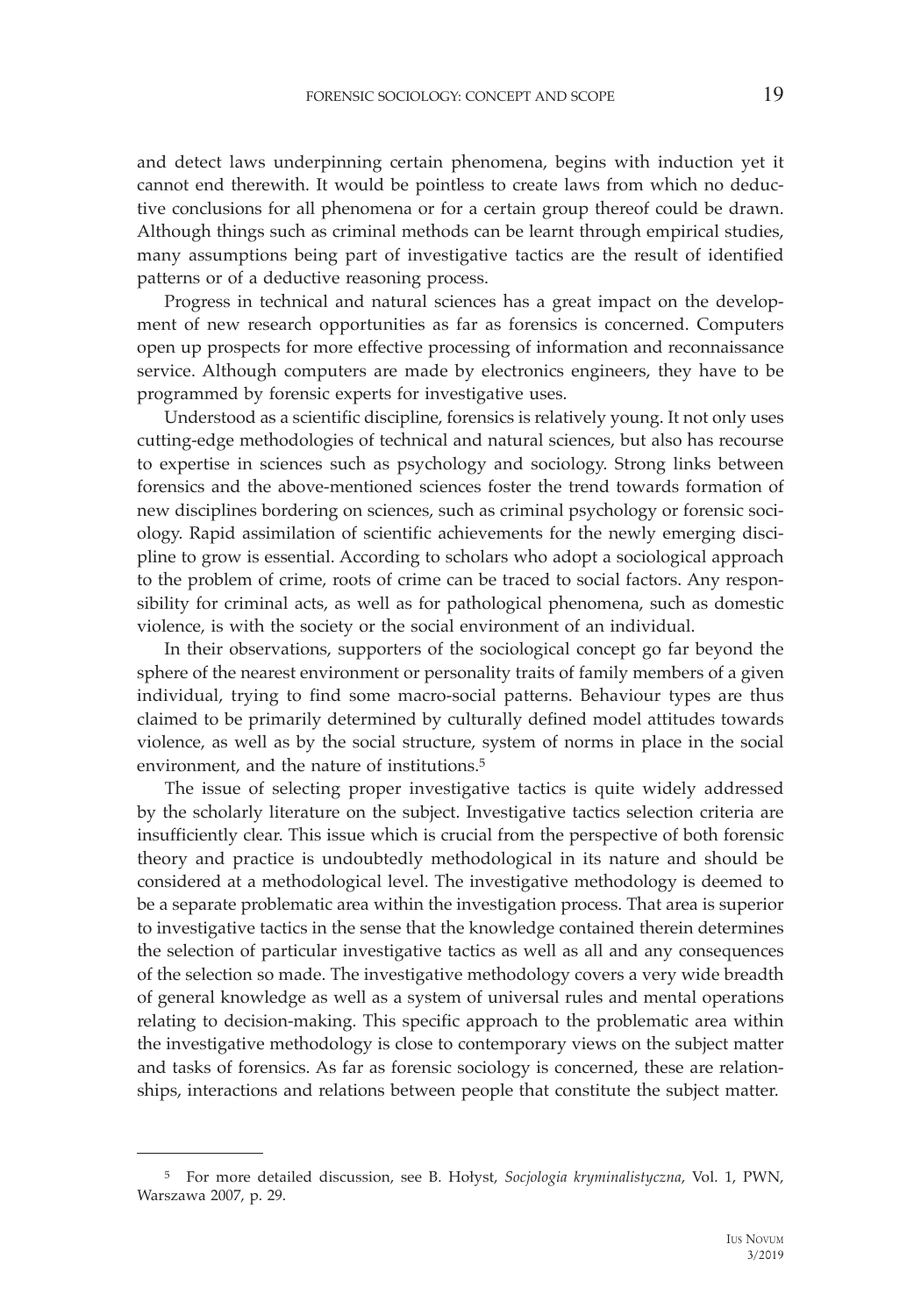and detect laws underpinning certain phenomena, begins with induction yet it cannot end therewith. It would be pointless to create laws from which no deductive conclusions for all phenomena or for a certain group thereof could be drawn. Although things such as criminal methods can be learnt through empirical studies, many assumptions being part of investigative tactics are the result of identified patterns or of a deductive reasoning process.

Progress in technical and natural sciences has a great impact on the development of new research opportunities as far as forensics is concerned. Computers open up prospects for more effective processing of information and reconnaissance service. Although computers are made by electronics engineers, they have to be programmed by forensic experts for investigative uses.

Understood as a scientific discipline, forensics is relatively young. It not only uses cutting-edge methodologies of technical and natural sciences, but also has recourse to expertise in sciences such as psychology and sociology. Strong links between forensics and the above-mentioned sciences foster the trend towards formation of new disciplines bordering on sciences, such as criminal psychology or forensic sociology. Rapid assimilation of scientific achievements for the newly emerging discipline to grow is essential. According to scholars who adopt a sociological approach to the problem of crime, roots of crime can be traced to social factors. Any responsibility for criminal acts, as well as for pathological phenomena, such as domestic violence, is with the society or the social environment of an individual.

In their observations, supporters of the sociological concept go far beyond the sphere of the nearest environment or personality traits of family members of a given individual, trying to find some macro-social patterns. Behaviour types are thus claimed to be primarily determined by culturally defined model attitudes towards violence, as well as by the social structure, system of norms in place in the social environment, and the nature of institutions.[5]

The issue of selecting proper investigative tactics is quite widely addressed by the scholarly literature on the subject. Investigative tactics selection criteria are insufficiently clear. This issue which is crucial from the perspective of both forensic theory and practice is undoubtedly methodological in its nature and should be considered at a methodological level. The investigative methodology is deemed to be a separate problematic area within the investigation process. That area is superior to investigative tactics in the sense that the knowledge contained therein determines the selection of particular investigative tactics as well as all and any consequences of the selection so made. The investigative methodology covers a very wide breadth of general knowledge as well as a system of universal rules and mental operations relating to decision-making. This specific approach to the problematic area within the investigative methodology is close to contemporary views on the subject matter and tasks of forensics. As far as forensic sociology is concerned, these are relationships, interactions and relations between people that constitute the subject matter.

---

[5] For more detailed discussion, see B. Hołyst, *Socjologia kryminalistyczna*, Vol. 1, PWN, Warszawa 2007, p. 29.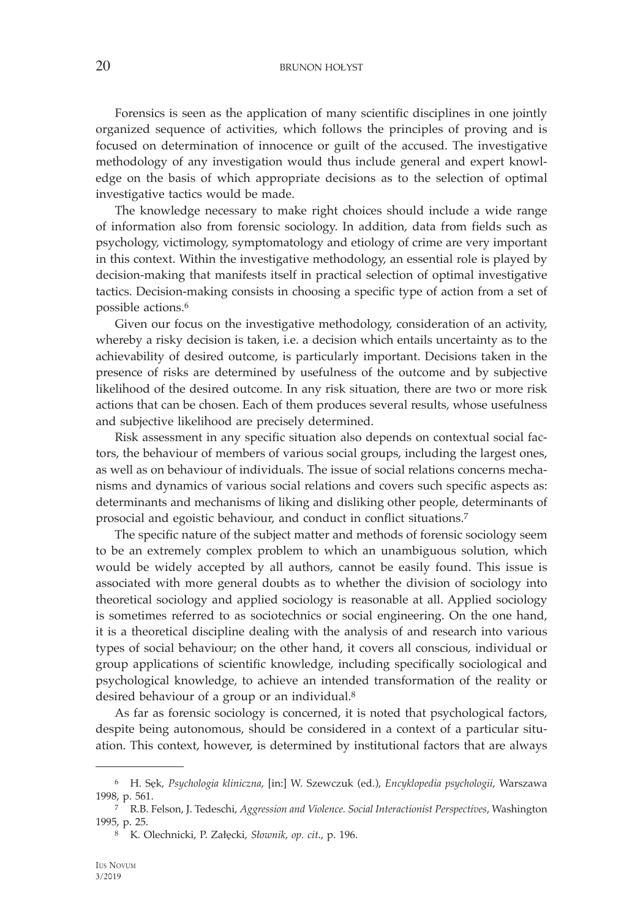Forensics is seen as the application of many scientific disciplines in one jointly organized sequence of activities, which follows the principles of proving and is focused on determination of innocence or guilt of the accused. The investigative methodology of any investigation would thus include general and expert knowledge on the basis of which appropriate decisions as to the selection of optimal investigative tactics would be made.

The knowledge necessary to make right choices should include a wide range of information also from forensic sociology. In addition, data from fields such as psychology, victimology, symptomatology and etiology of crime are very important in this context. Within the investigative methodology, an essential role is played by decision-making that manifests itself in practical selection of optimal investigative tactics. Decision-making consists in choosing a specific type of action from a set of possible actions.[6]

Given our focus on the investigative methodology, consideration of an activity, whereby a risky decision is taken, i.e. a decision which entails uncertainty as to the achievability of desired outcome, is particularly important. Decisions taken in the presence of risks are determined by usefulness of the outcome and by subjective likelihood of the desired outcome. In any risk situation, there are two or more risk actions that can be chosen. Each of them produces several results, whose usefulness and subjective likelihood are precisely determined.

Risk assessment in any specific situation also depends on contextual social factors, the behaviour of members of various social groups, including the largest ones, as well as on behaviour of individuals. The issue of social relations concerns mechanisms and dynamics of various social relations and covers such specific aspects as: determinants and mechanisms of liking and disliking other people, determinants of prosocial and egoistic behaviour, and conduct in conflict situations.[7]

The specific nature of the subject matter and methods of forensic sociology seem to be an extremely complex problem to which an unambiguous solution, which would be widely accepted by all authors, cannot be easily found. This issue is associated with more general doubts as to whether the division of sociology into theoretical sociology and applied sociology is reasonable at all. Applied sociology is sometimes referred to as sociotechnics or social engineering. On the one hand, it is a theoretical discipline dealing with the analysis of and research into various types of social behaviour; on the other hand, it covers all conscious, individual or group applications of scientific knowledge, including specifically sociological and psychological knowledge, to achieve an intended transformation of the reality or desired behaviour of a group or an individual.[8]

As far as forensic sociology is concerned, it is noted that psychological factors, despite being autonomous, should be considered in a context of a particular situation. This context, however, is determined by institutional factors that are always

---

[6] H. Sęk, *Psychologia kliniczna*, [in:] W. Szewczuk (ed.), *Encyklopedia psychologii*, Warszawa 1998, p. 561.

[7] R.B. Felson, J. Tedeschi, *Aggression and Violence. Social Interactionist Perspectives*, Washington 1995, p. 25.

[8] K. Olechnicki, P. Załęcki, *Słownik*, *op. cit.*, p. 196.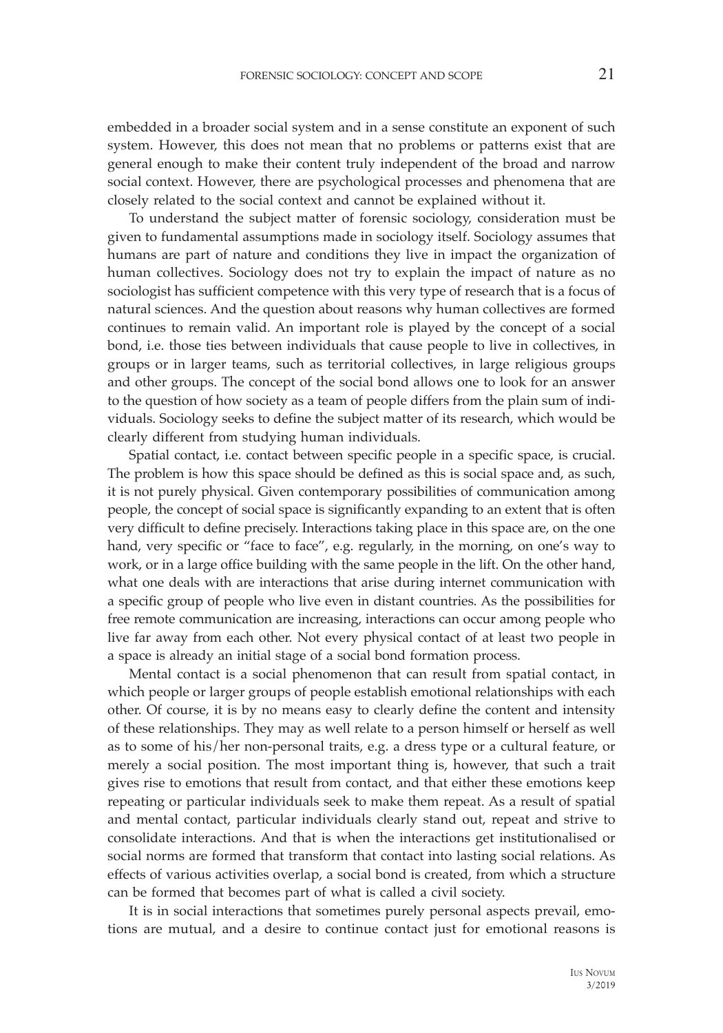embedded in a broader social system and in a sense constitute an exponent of such system. However, this does not mean that no problems or patterns exist that are general enough to make their content truly independent of the broad and narrow social context. However, there are psychological processes and phenomena that are closely related to the social context and cannot be explained without it.

To understand the subject matter of forensic sociology, consideration must be given to fundamental assumptions made in sociology itself. Sociology assumes that humans are part of nature and conditions they live in impact the organization of human collectives. Sociology does not try to explain the impact of nature as no sociologist has sufficient competence with this very type of research that is a focus of natural sciences. And the question about reasons why human collectives are formed continues to remain valid. An important role is played by the concept of a social bond, i.e. those ties between individuals that cause people to live in collectives, in groups or in larger teams, such as territorial collectives, in large religious groups and other groups. The concept of the social bond allows one to look for an answer to the question of how society as a team of people differs from the plain sum of individuals. Sociology seeks to define the subject matter of its research, which would be clearly different from studying human individuals.

Spatial contact, i.e. contact between specific people in a specific space, is crucial. The problem is how this space should be defined as this is social space and, as such, it is not purely physical. Given contemporary possibilities of communication among people, the concept of social space is significantly expanding to an extent that is often very difficult to define precisely. Interactions taking place in this space are, on the one hand, very specific or "face to face", e.g. regularly, in the morning, on one's way to work, or in a large office building with the same people in the lift. On the other hand, what one deals with are interactions that arise during internet communication with a specific group of people who live even in distant countries. As the possibilities for free remote communication are increasing, interactions can occur among people who live far away from each other. Not every physical contact of at least two people in a space is already an initial stage of a social bond formation process.

Mental contact is a social phenomenon that can result from spatial contact, in which people or larger groups of people establish emotional relationships with each other. Of course, it is by no means easy to clearly define the content and intensity of these relationships. They may as well relate to a person himself or herself as well as to some of his/her non-personal traits, e.g. a dress type or a cultural feature, or merely a social position. The most important thing is, however, that such a trait gives rise to emotions that result from contact, and that either these emotions keep repeating or particular individuals seek to make them repeat. As a result of spatial and mental contact, particular individuals clearly stand out, repeat and strive to consolidate interactions. And that is when the interactions get institutionalised or social norms are formed that transform that contact into lasting social relations. As effects of various activities overlap, a social bond is created, from which a structure can be formed that becomes part of what is called a civil society.

It is in social interactions that sometimes purely personal aspects prevail, emotions are mutual, and a desire to continue contact just for emotional reasons is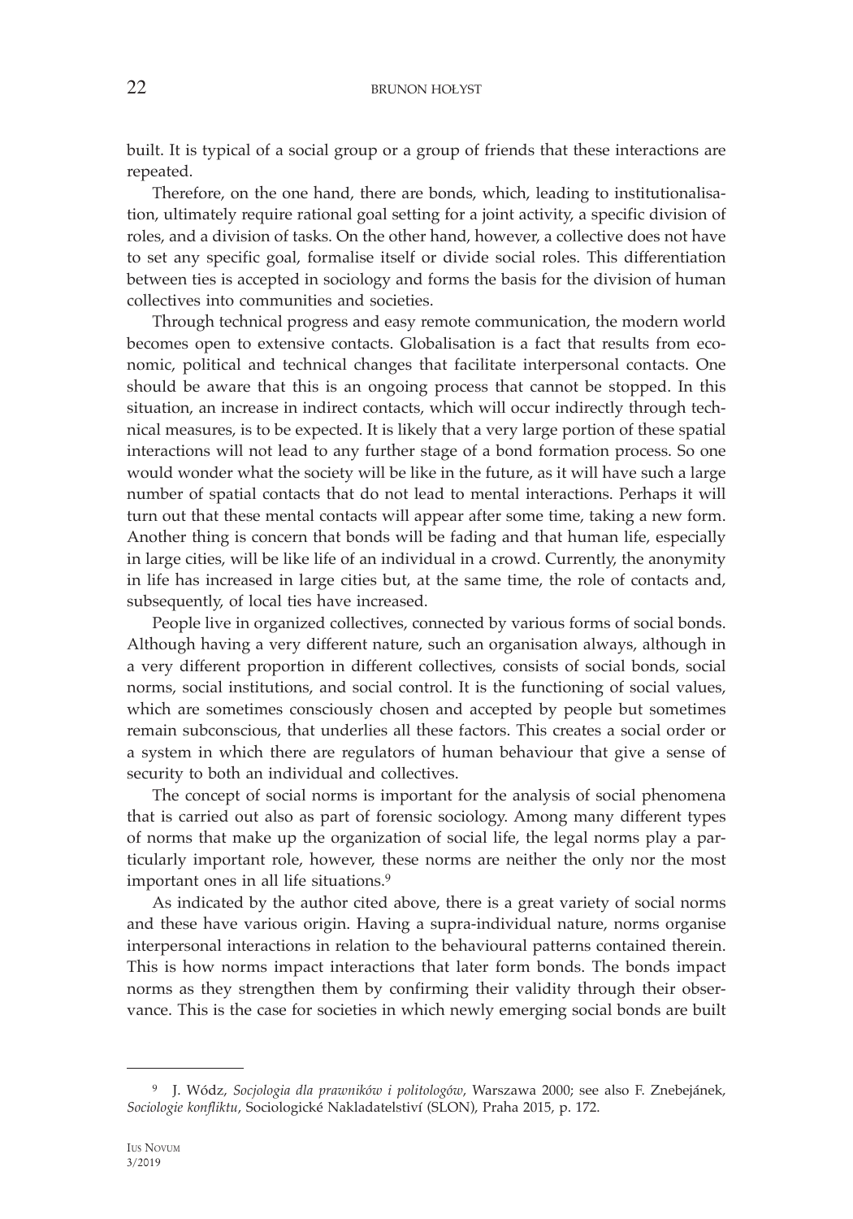built. It is typical of a social group or a group of friends that these interactions are repeated.

Therefore, on the one hand, there are bonds, which, leading to institutionalisation, ultimately require rational goal setting for a joint activity, a specific division of roles, and a division of tasks. On the other hand, however, a collective does not have to set any specific goal, formalise itself or divide social roles. This differentiation between ties is accepted in sociology and forms the basis for the division of human collectives into communities and societies.

Through technical progress and easy remote communication, the modern world becomes open to extensive contacts. Globalisation is a fact that results from economic, political and technical changes that facilitate interpersonal contacts. One should be aware that this is an ongoing process that cannot be stopped. In this situation, an increase in indirect contacts, which will occur indirectly through technical measures, is to be expected. It is likely that a very large portion of these spatial interactions will not lead to any further stage of a bond formation process. So one would wonder what the society will be like in the future, as it will have such a large number of spatial contacts that do not lead to mental interactions. Perhaps it will turn out that these mental contacts will appear after some time, taking a new form. Another thing is concern that bonds will be fading and that human life, especially in large cities, will be like life of an individual in a crowd. Currently, the anonymity in life has increased in large cities but, at the same time, the role of contacts and, subsequently, of local ties have increased.

People live in organized collectives, connected by various forms of social bonds. Although having a very different nature, such an organisation always, although in a very different proportion in different collectives, consists of social bonds, social norms, social institutions, and social control. It is the functioning of social values, which are sometimes consciously chosen and accepted by people but sometimes remain subconscious, that underlies all these factors. This creates a social order or a system in which there are regulators of human behaviour that give a sense of security to both an individual and collectives.

The concept of social norms is important for the analysis of social phenomena that is carried out also as part of forensic sociology. Among many different types of norms that make up the organization of social life, the legal norms play a particularly important role, however, these norms are neither the only nor the most important ones in all life situations.[9]

As indicated by the author cited above, there is a great variety of social norms and these have various origin. Having a supra-individual nature, norms organise interpersonal interactions in relation to the behavioural patterns contained therein. This is how norms impact interactions that later form bonds. The bonds impact norms as they strengthen them by confirming their validity through their observance. This is the case for societies in which newly emerging social bonds are built

---

[9] J. Wódz, *Socjologia dla prawników i politologów*, Warszawa 2000; see also F. Znebejánek, *Sociologie konfliktu*, Sociologické Nakladatelstiví (SLON), Praha 2015, p. 172.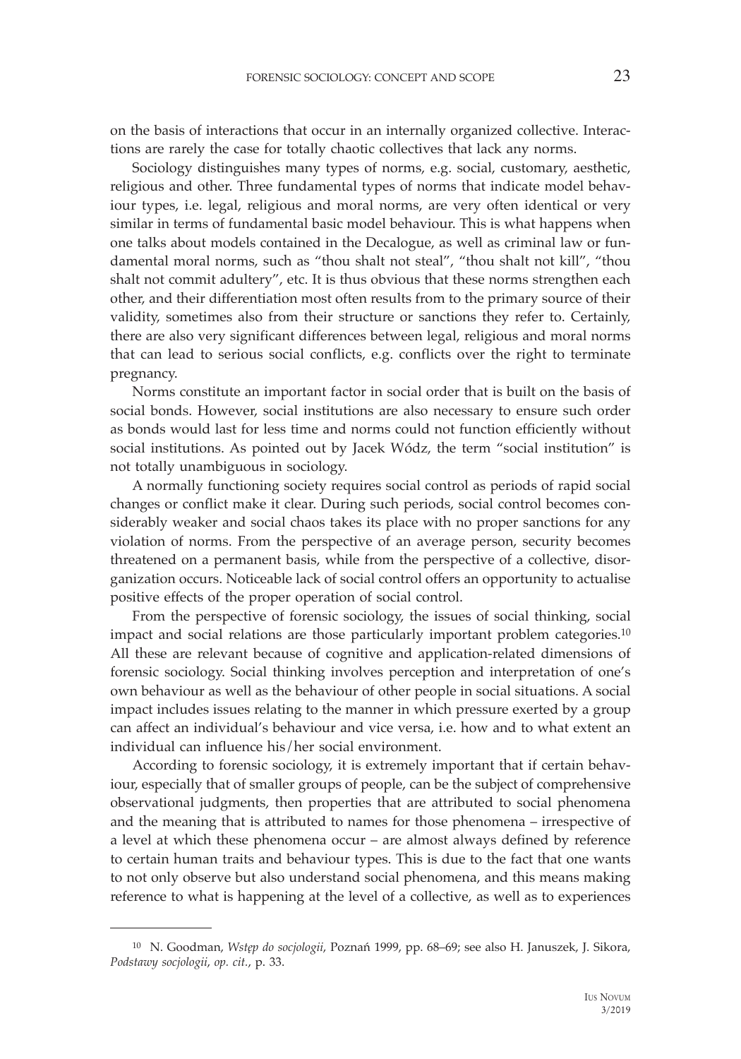on the basis of interactions that occur in an internally organized collective. Interactions are rarely the case for totally chaotic collectives that lack any norms.

Sociology distinguishes many types of norms, e.g. social, customary, aesthetic, religious and other. Three fundamental types of norms that indicate model behaviour types, i.e. legal, religious and moral norms, are very often identical or very similar in terms of fundamental basic model behaviour. This is what happens when one talks about models contained in the Decalogue, as well as criminal law or fundamental moral norms, such as "thou shalt not steal", "thou shalt not kill", "thou shalt not commit adultery", etc. It is thus obvious that these norms strengthen each other, and their differentiation most often results from to the primary source of their validity, sometimes also from their structure or sanctions they refer to. Certainly, there are also very significant differences between legal, religious and moral norms that can lead to serious social conflicts, e.g. conflicts over the right to terminate pregnancy.

Norms constitute an important factor in social order that is built on the basis of social bonds. However, social institutions are also necessary to ensure such order as bonds would last for less time and norms could not function efficiently without social institutions. As pointed out by Jacek Wódz, the term "social institution" is not totally unambiguous in sociology.

A normally functioning society requires social control as periods of rapid social changes or conflict make it clear. During such periods, social control becomes considerably weaker and social chaos takes its place with no proper sanctions for any violation of norms. From the perspective of an average person, security becomes threatened on a permanent basis, while from the perspective of a collective, disorganization occurs. Noticeable lack of social control offers an opportunity to actualise positive effects of the proper operation of social control.

From the perspective of forensic sociology, the issues of social thinking, social impact and social relations are those particularly important problem categories.[10] All these are relevant because of cognitive and application-related dimensions of forensic sociology. Social thinking involves perception and interpretation of one's own behaviour as well as the behaviour of other people in social situations. A social impact includes issues relating to the manner in which pressure exerted by a group can affect an individual's behaviour and vice versa, i.e. how and to what extent an individual can influence his/her social environment.

According to forensic sociology, it is extremely important that if certain behaviour, especially that of smaller groups of people, can be the subject of comprehensive observational judgments, then properties that are attributed to social phenomena and the meaning that is attributed to names for those phenomena – irrespective of a level at which these phenomena occur – are almost always defined by reference to certain human traits and behaviour types. This is due to the fact that one wants to not only observe but also understand social phenomena, and this means making reference to what is happening at the level of a collective, as well as to experiences

---

[10] N. Goodman, *Wstęp do socjologii*, Poznań 1999, pp. 68–69; see also H. Januszek, J. Sikora, *Podstawy socjologii*, *op. cit.*, p. 33.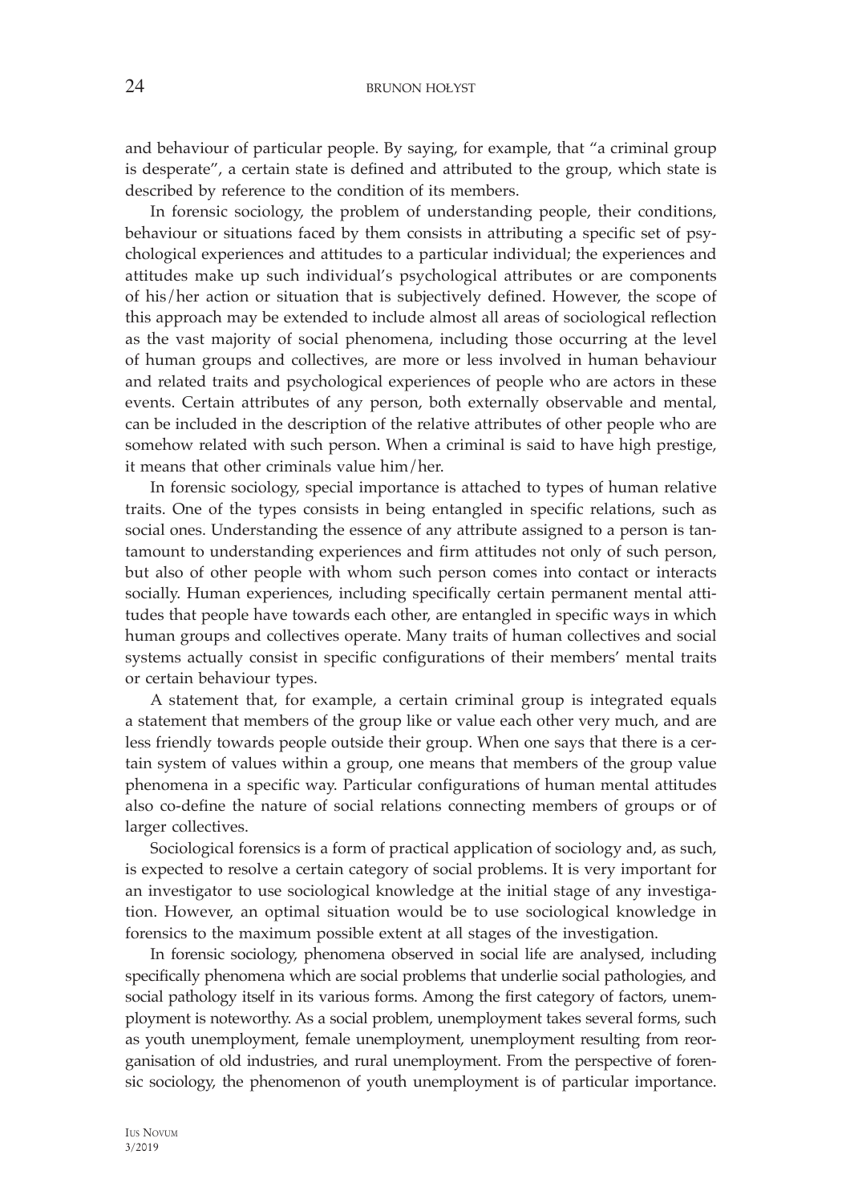and behaviour of particular people. By saying, for example, that "a criminal group is desperate", a certain state is defined and attributed to the group, which state is described by reference to the condition of its members.

In forensic sociology, the problem of understanding people, their conditions, behaviour or situations faced by them consists in attributing a specific set of psychological experiences and attitudes to a particular individual; the experiences and attitudes make up such individual's psychological attributes or are components of his/her action or situation that is subjectively defined. However, the scope of this approach may be extended to include almost all areas of sociological reflection as the vast majority of social phenomena, including those occurring at the level of human groups and collectives, are more or less involved in human behaviour and related traits and psychological experiences of people who are actors in these events. Certain attributes of any person, both externally observable and mental, can be included in the description of the relative attributes of other people who are somehow related with such person. When a criminal is said to have high prestige, it means that other criminals value him/her.

In forensic sociology, special importance is attached to types of human relative traits. One of the types consists in being entangled in specific relations, such as social ones. Understanding the essence of any attribute assigned to a person is tantamount to understanding experiences and firm attitudes not only of such person, but also of other people with whom such person comes into contact or interacts socially. Human experiences, including specifically certain permanent mental attitudes that people have towards each other, are entangled in specific ways in which human groups and collectives operate. Many traits of human collectives and social systems actually consist in specific configurations of their members' mental traits or certain behaviour types.

A statement that, for example, a certain criminal group is integrated equals a statement that members of the group like or value each other very much, and are less friendly towards people outside their group. When one says that there is a certain system of values within a group, one means that members of the group value phenomena in a specific way. Particular configurations of human mental attitudes also co-define the nature of social relations connecting members of groups or of larger collectives.

Sociological forensics is a form of practical application of sociology and, as such, is expected to resolve a certain category of social problems. It is very important for an investigator to use sociological knowledge at the initial stage of any investigation. However, an optimal situation would be to use sociological knowledge in forensics to the maximum possible extent at all stages of the investigation.

In forensic sociology, phenomena observed in social life are analysed, including specifically phenomena which are social problems that underlie social pathologies, and social pathology itself in its various forms. Among the first category of factors, unemployment is noteworthy. As a social problem, unemployment takes several forms, such as youth unemployment, female unemployment, unemployment resulting from reorganisation of old industries, and rural unemployment. From the perspective of forensic sociology, the phenomenon of youth unemployment is of particular importance.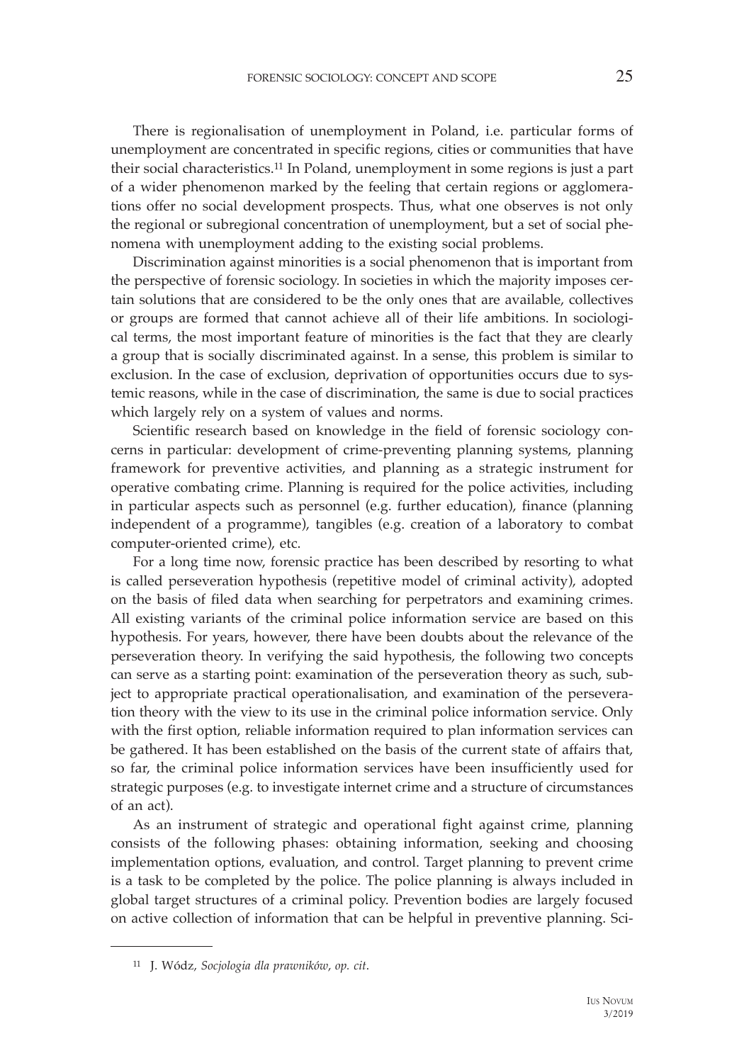There is regionalisation of unemployment in Poland, i.e. particular forms of unemployment are concentrated in specific regions, cities or communities that have their social characteristics.[11] In Poland, unemployment in some regions is just a part of a wider phenomenon marked by the feeling that certain regions or agglomerations offer no social development prospects. Thus, what one observes is not only the regional or subregional concentration of unemployment, but a set of social phenomena with unemployment adding to the existing social problems.

Discrimination against minorities is a social phenomenon that is important from the perspective of forensic sociology. In societies in which the majority imposes certain solutions that are considered to be the only ones that are available, collectives or groups are formed that cannot achieve all of their life ambitions. In sociological terms, the most important feature of minorities is the fact that they are clearly a group that is socially discriminated against. In a sense, this problem is similar to exclusion. In the case of exclusion, deprivation of opportunities occurs due to systemic reasons, while in the case of discrimination, the same is due to social practices which largely rely on a system of values and norms.

Scientific research based on knowledge in the field of forensic sociology concerns in particular: development of crime-preventing planning systems, planning framework for preventive activities, and planning as a strategic instrument for operative combating crime. Planning is required for the police activities, including in particular aspects such as personnel (e.g. further education), finance (planning independent of a programme), tangibles (e.g. creation of a laboratory to combat computer-oriented crime), etc.

For a long time now, forensic practice has been described by resorting to what is called perseveration hypothesis (repetitive model of criminal activity), adopted on the basis of filed data when searching for perpetrators and examining crimes. All existing variants of the criminal police information service are based on this hypothesis. For years, however, there have been doubts about the relevance of the perseveration theory. In verifying the said hypothesis, the following two concepts can serve as a starting point: examination of the perseveration theory as such, subject to appropriate practical operationalisation, and examination of the perseveration theory with the view to its use in the criminal police information service. Only with the first option, reliable information required to plan information services can be gathered. It has been established on the basis of the current state of affairs that, so far, the criminal police information services have been insufficiently used for strategic purposes (e.g. to investigate internet crime and a structure of circumstances of an act).

As an instrument of strategic and operational fight against crime, planning consists of the following phases: obtaining information, seeking and choosing implementation options, evaluation, and control. Target planning to prevent crime is a task to be completed by the police. The police planning is always included in global target structures of a criminal policy. Prevention bodies are largely focused on active collection of information that can be helpful in preventive planning. Sci-

---

[11] J. Wódz, *Socjologia dla prawników*, *op. cit*.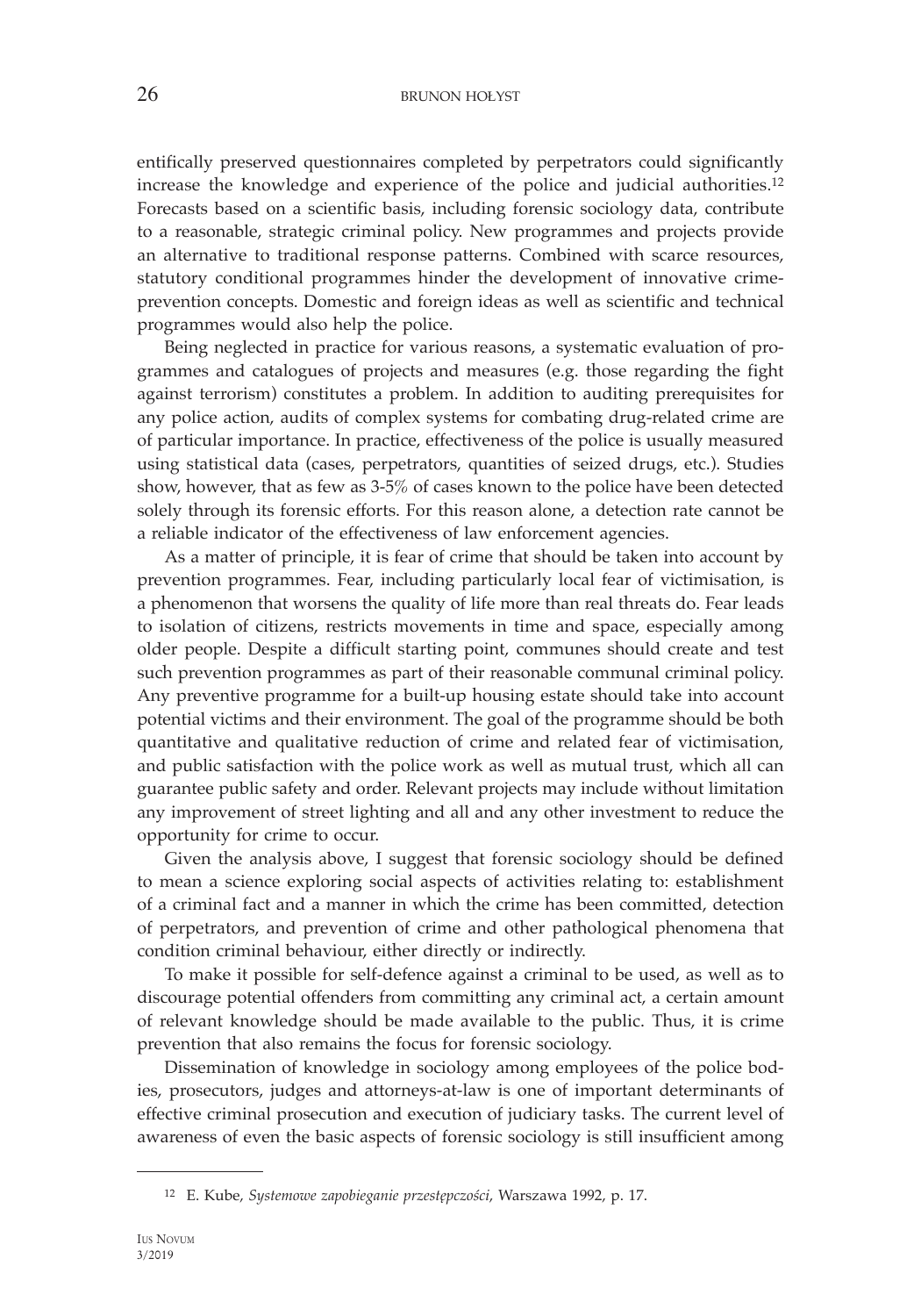entifically preserved questionnaires completed by perpetrators could significantly increase the knowledge and experience of the police and judicial authorities.[12] Forecasts based on a scientific basis, including forensic sociology data, contribute to a reasonable, strategic criminal policy. New programmes and projects provide an alternative to traditional response patterns. Combined with scarce resources, statutory conditional programmes hinder the development of innovative crime-prevention concepts. Domestic and foreign ideas as well as scientific and technical programmes would also help the police.

Being neglected in practice for various reasons, a systematic evaluation of programmes and catalogues of projects and measures (e.g. those regarding the fight against terrorism) constitutes a problem. In addition to auditing prerequisites for any police action, audits of complex systems for combating drug-related crime are of particular importance. In practice, effectiveness of the police is usually measured using statistical data (cases, perpetrators, quantities of seized drugs, etc.). Studies show, however, that as few as 3-5% of cases known to the police have been detected solely through its forensic efforts. For this reason alone, a detection rate cannot be a reliable indicator of the effectiveness of law enforcement agencies.

As a matter of principle, it is fear of crime that should be taken into account by prevention programmes. Fear, including particularly local fear of victimisation, is a phenomenon that worsens the quality of life more than real threats do. Fear leads to isolation of citizens, restricts movements in time and space, especially among older people. Despite a difficult starting point, communes should create and test such prevention programmes as part of their reasonable communal criminal policy. Any preventive programme for a built-up housing estate should take into account potential victims and their environment. The goal of the programme should be both quantitative and qualitative reduction of crime and related fear of victimisation, and public satisfaction with the police work as well as mutual trust, which all can guarantee public safety and order. Relevant projects may include without limitation any improvement of street lighting and all and any other investment to reduce the opportunity for crime to occur.

Given the analysis above, I suggest that forensic sociology should be defined to mean a science exploring social aspects of activities relating to: establishment of a criminal fact and a manner in which the crime has been committed, detection of perpetrators, and prevention of crime and other pathological phenomena that condition criminal behaviour, either directly or indirectly.

To make it possible for self-defence against a criminal to be used, as well as to discourage potential offenders from committing any criminal act, a certain amount of relevant knowledge should be made available to the public. Thus, it is crime prevention that also remains the focus for forensic sociology.

Dissemination of knowledge in sociology among employees of the police bodies, prosecutors, judges and attorneys-at-law is one of important determinants of effective criminal prosecution and execution of judiciary tasks. The current level of awareness of even the basic aspects of forensic sociology is still insufficient among

---

[12] E. Kube, *Systemowe zapobieganie przestępczości*, Warszawa 1992, p. 17.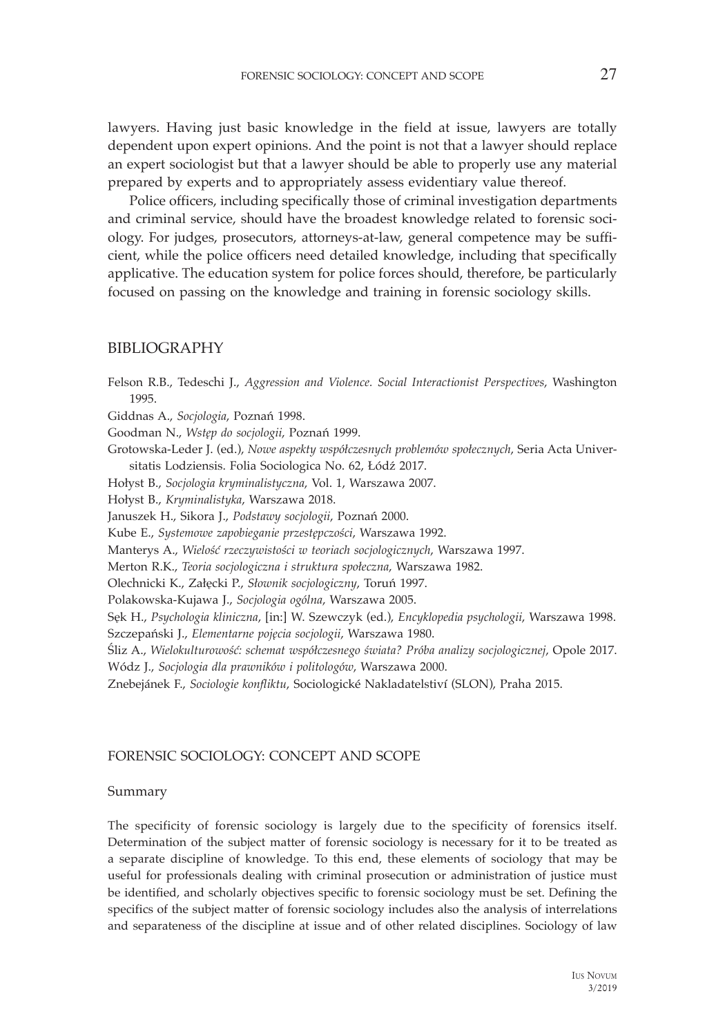lawyers. Having just basic knowledge in the field at issue, lawyers are totally dependent upon expert opinions. And the point is not that a lawyer should replace an expert sociologist but that a lawyer should be able to properly use any material prepared by experts and to appropriately assess evidentiary value thereof.

Police officers, including specifically those of criminal investigation departments and criminal service, should have the broadest knowledge related to forensic sociology. For judges, prosecutors, attorneys-at-law, general competence may be sufficient, while the police officers need detailed knowledge, including that specifically applicative. The education system for police forces should, therefore, be particularly focused on passing on the knowledge and training in forensic sociology skills.

## BIBLIOGRAPHY

Felson R.B., Tedeschi J., *Aggression and Violence. Social Interactionist Perspectives*, Washington 1995.

Giddnas A., *Socjologia*, Poznań 1998.

Goodman N., *Wstęp do socjologii*, Poznań 1999.

Grotowska-Leder J. (ed.), *Nowe aspekty współczesnych problemów społecznych*, Seria Acta Universitatis Lodziensis. Folia Sociologica No. 62, Łódź 2017.

Hołyst B., *Socjologia kryminalistyczna*, Vol. 1, Warszawa 2007.

Hołyst B., *Kryminalistyka*, Warszawa 2018.

Januszek H., Sikora J., *Podstawy socjologii*, Poznań 2000.

Kube E., *Systemowe zapobieganie przestępczości*, Warszawa 1992.

Manterys A., *Wielość rzeczywistości w teoriach socjologicznych*, Warszawa 1997.

Merton R.K., *Teoria socjologiczna i struktura społeczna*, Warszawa 1982.

Olechnicki K., Załęcki P., *Słownik socjologiczny*, Toruń 1997.

Polakowska-Kujawa J., *Socjologia ogólna*, Warszawa 2005.

Sęk H., *Psychologia kliniczna*, [in:] W. Szewczyk (ed.), *Encyklopedia psychologii*, Warszawa 1998.

Szczepański J., *Elementarne pojęcia socjologii*, Warszawa 1980.

Śliz A., *Wielokulturowość: schemat współczesnego świata? Próba analizy socjologicznej*, Opole 2017.

Wódz J., *Socjologia dla prawników i politologów*, Warszawa 2000.

Znebejánek F., *Sociologie konfliktu*, Sociologické Nakladatelství (SLON), Praha 2015.

## FORENSIC SOCIOLOGY: CONCEPT AND SCOPE

### Summary

The specificity of forensic sociology is largely due to the specificity of forensics itself. Determination of the subject matter of forensic sociology is necessary for it to be treated as a separate discipline of knowledge. To this end, these elements of sociology that may be useful for professionals dealing with criminal prosecution or administration of justice must be identified, and scholarly objectives specific to forensic sociology must be set. Defining the specifics of the subject matter of forensic sociology includes also the analysis of interrelations and separateness of the discipline at issue and of other related disciplines. Sociology of law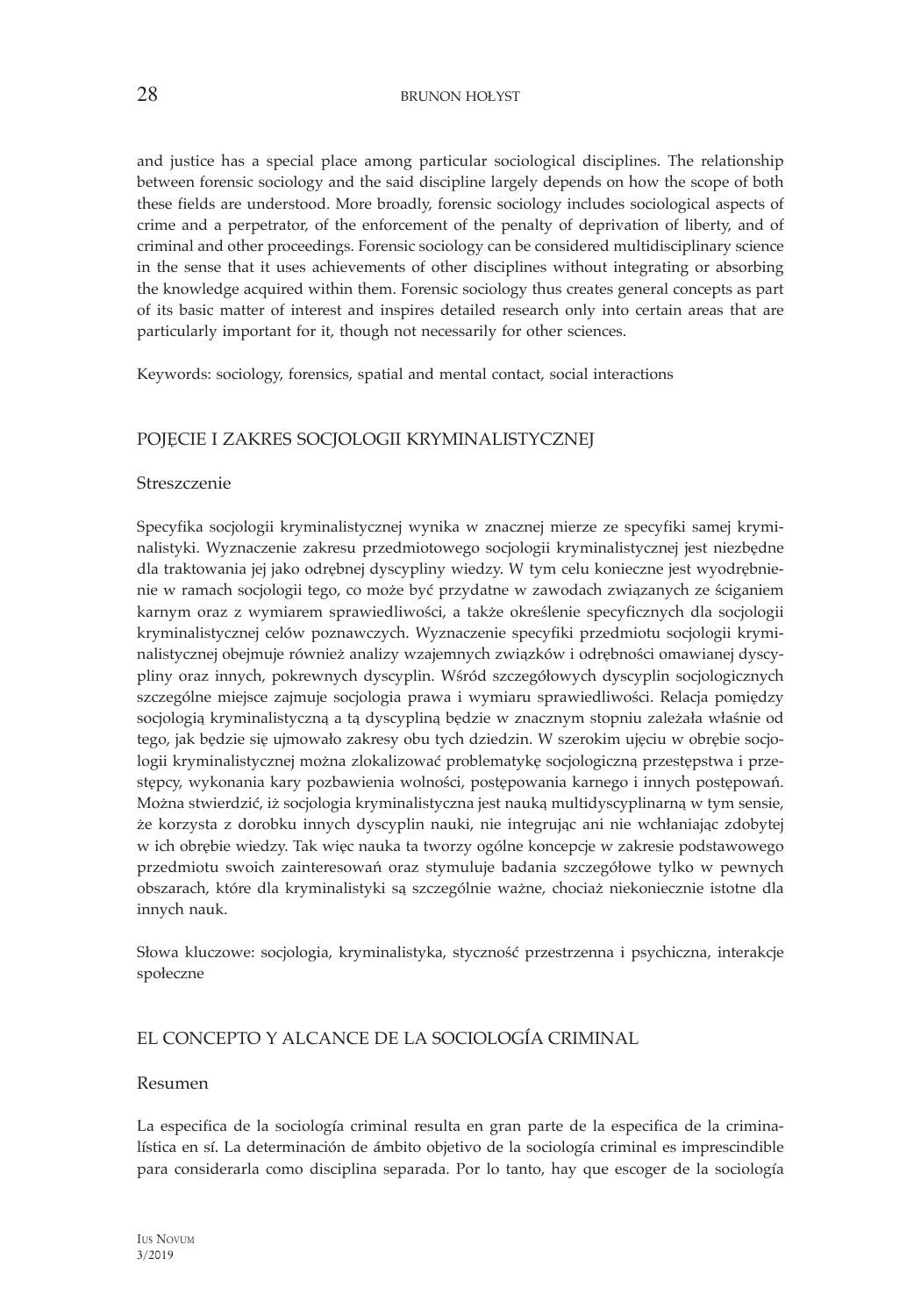and justice has a special place among particular sociological disciplines. The relationship between forensic sociology and the said discipline largely depends on how the scope of both these fields are understood. More broadly, forensic sociology includes sociological aspects of crime and a perpetrator, of the enforcement of the penalty of deprivation of liberty, and of criminal and other proceedings. Forensic sociology can be considered multidisciplinary science in the sense that it uses achievements of other disciplines without integrating or absorbing the knowledge acquired within them. Forensic sociology thus creates general concepts as part of its basic matter of interest and inspires detailed research only into certain areas that are particularly important for it, though not necessarily for other sciences.

Keywords: sociology, forensics, spatial and mental contact, social interactions

## POJĘCIE I ZAKRES SOCJOLOGII KRYMINALISTYCZNEJ

### Streszczenie

Specyfika socjologii kryminalistycznej wynika w znacznej mierze ze specyfiki samej kryminalistyki. Wyznaczenie zakresu przedmiotowego socjologii kryminalistycznej jest niezbędne dla traktowania jej jako odrębnej dyscypliny wiedzy. W tym celu konieczne jest wyodrębnienie w ramach socjologii tego, co może być przydatne w zawodach związanych ze ściganiem karnym oraz z wymiarem sprawiedliwości, a także określenie specyficznych dla socjologii kryminalistycznej celów poznawczych. Wyznaczenie specyfiki przedmiotu socjologii kryminalistycznej obejmuje również analizy wzajemnych związków i odrębności omawianej dyscypliny oraz innych, pokrewnych dyscyplin. Wśród szczegółowych dyscyplin socjologicznych szczególne miejsce zajmuje socjologia prawa i wymiaru sprawiedliwości. Relacja pomiędzy socjologią kryminalistyczną a tą dyscypliną będzie w znacznym stopniu zależała właśnie od tego, jak będzie się ujmowało zakresy obu tych dziedzin. W szerokim ujęciu w obrębie socjologii kryminalistycznej można zlokalizować problematykę socjologiczną przestępstwa i przestępcy, wykonania kary pozbawienia wolności, postępowania karnego i innych postępowań. Można stwierdzić, iż socjologia kryminalistyczna jest nauką multidyscyplinarną w tym sensie, że korzysta z dorobku innych dyscyplin nauki, nie integrując ani nie wchłaniając zdobytej w ich obrębie wiedzy. Tak więc nauka ta tworzy ogólne koncepcje w zakresie podstawowego przedmiotu swoich zainteresowań oraz stymuluje badania szczegółowe tylko w pewnych obszarach, które dla kryminalistyki są szczególnie ważne, chociaż niekoniecznie istotne dla innych nauk.

Słowa kluczowe: socjologia, kryminalistyka, styczność przestrzenna i psychiczna, interakcje społeczne

## EL CONCEPTO Y ALCANCE DE LA SOCIOLOGÍA CRIMINAL

### Resumen

La especifica de la sociología criminal resulta en gran parte de la especifica de la criminalística en sí. La determinación de ámbito objetivo de la sociología criminal es imprescindible para considerarla como disciplina separada. Por lo tanto, hay que escoger de la sociología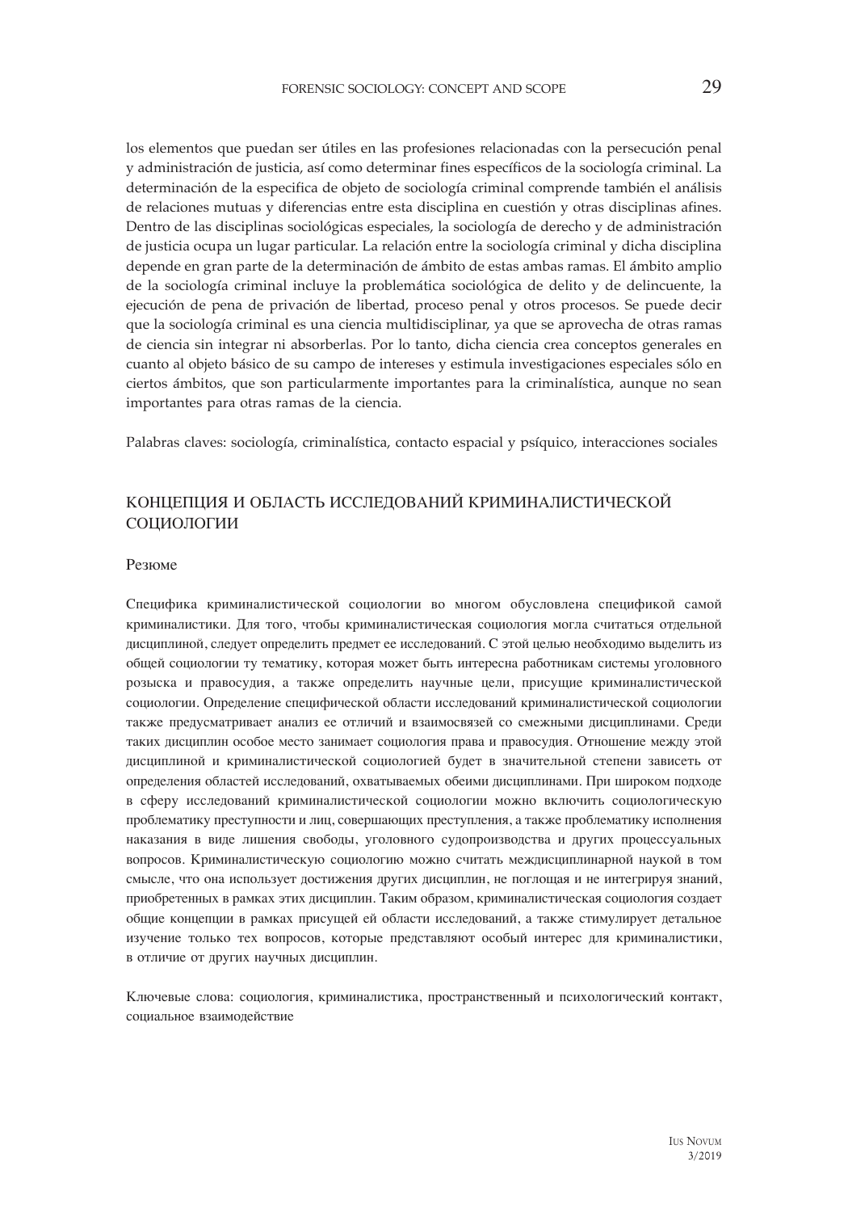los elementos que puedan ser útiles en las profesiones relacionadas con la persecución penal y administración de justicia, así como determinar fines específicos de la sociología criminal. La determinación de la especifica de objeto de sociología criminal comprende también el análisis de relaciones mutuas y diferencias entre esta disciplina en cuestión y otras disciplinas afines. Dentro de las disciplinas sociológicas especiales, la sociología de derecho y de administración de justicia ocupa un lugar particular. La relación entre la sociología criminal y dicha disciplina depende en gran parte de la determinación de ámbito de estas ambas ramas. El ámbito amplio de la sociología criminal incluye la problemática sociológica de delito y de delincuente, la ejecución de pena de privación de libertad, proceso penal y otros procesos. Se puede decir que la sociología criminal es una ciencia multidisciplinar, ya que se aprovecha de otras ramas de ciencia sin integrar ni absorberlas. Por lo tanto, dicha ciencia crea conceptos generales en cuanto al objeto básico de su campo de intereses y estimula investigaciones especiales sólo en ciertos ámbitos, que son particularmente importantes para la criminalística, aunque no sean importantes para otras ramas de la ciencia.

Palabras claves: sociología, criminalística, contacto espacial y psíquico, interacciones sociales

## КОНЦЕПЦИЯ И ОБЛАСТЬ ИССЛЕДОВАНИЙ КРИМИНАЛИСТИЧЕСКОЙ СОЦИОЛОГИИ

### Резюме

Специфика криминалистической социологии во многом обусловлена спецификой самой криминалистики. Для того, чтобы криминалистическая социология могла считаться отдельной дисциплиной, следует определить предмет ее исследований. С этой целью необходимо выделить из общей социологии ту тематику, которая может быть интересна работникам системы уголовного розыска и правосудия, а также определить научные цели, присущие криминалистической социологии. Определение специфической области исследований криминалистической социологии также предусматривает анализ ее отличий и взаимосвязей со смежными дисциплинами. Среди таких дисциплин особое место занимает социология права и правосудия. Отношение между этой дисциплиной и криминалистической социологией будет в значительной степени зависеть от определения областей исследований, охватываемых обеими дисциплинами. При широком подходе в сферу исследований криминалистической социологии можно включить социологическую проблематику преступности и лиц, совершающих преступления, а также проблематику исполнения наказания в виде лишения свободы, уголовного судопроизводства и других процессуальных вопросов. Криминалистическую социологию можно считать междисциплинарной наукой в том смысле, что она использует достижения других дисциплин, не поглощая и не интегрируя знаний, приобретенных в рамках этих дисциплин. Таким образом, криминалистическая социология создает общие концепции в рамках присущей ей области исследований, а также стимулирует детальное изучение только тех вопросов, которые представляют особый интерес для криминалистики, в отличие от других научных дисциплин.

Ключевые слова: социология, криминалистика, пространственный и психологический контакт, социальное взаимодействие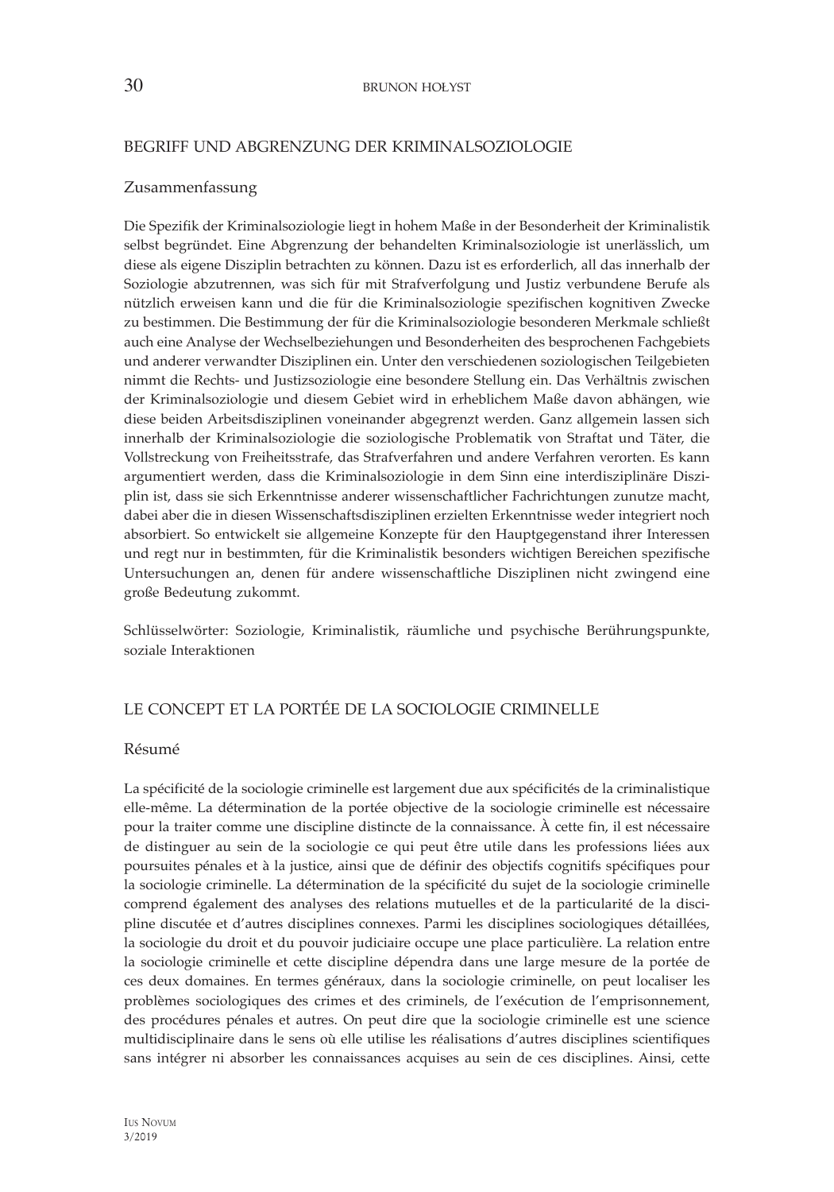## BEGRIFF UND ABGRENZUNG DER KRIMINALSOZIOLOGIE

### Zusammenfassung

Die Spezifik der Kriminalsoziologie liegt in hohem Maße in der Besonderheit der Kriminalistik selbst begründet. Eine Abgrenzung der behandelten Kriminalsoziologie ist unerlässlich, um diese als eigene Disziplin betrachten zu können. Dazu ist es erforderlich, all das innerhalb der Soziologie abzutrennen, was sich für mit Strafverfolgung und Justiz verbundene Berufe als nützlich erweisen kann und die für die Kriminalsoziologie spezifischen kognitiven Zwecke zu bestimmen. Die Bestimmung der für die Kriminalsoziologie besonderen Merkmale schließt auch eine Analyse der Wechselbeziehungen und Besonderheiten des besprochenen Fachgebiets und anderer verwandter Disziplinen ein. Unter den verschiedenen soziologischen Teilgebieten nimmt die Rechts- und Justizsoziologie eine besondere Stellung ein. Das Verhältnis zwischen der Kriminalsoziologie und diesem Gebiet wird in erheblichem Maße davon abhängen, wie diese beiden Arbeitsdisziplinen voneinander abgegrenzt werden. Ganz allgemein lassen sich innerhalb der Kriminalsoziologie die soziologische Problematik von Straftat und Täter, die Vollstreckung von Freiheitsstrafe, das Strafverfahren und andere Verfahren verorten. Es kann argumentiert werden, dass die Kriminalsoziologie in dem Sinn eine interdisziplinäre Disziplin ist, dass sie sich Erkenntnisse anderer wissenschaftlicher Fachrichtungen zunutze macht, dabei aber die in diesen Wissenschaftsdisziplinen erzielten Erkenntnisse weder integriert noch absorbiert. So entwickelt sie allgemeine Konzepte für den Hauptgegenstand ihrer Interessen und regt nur in bestimmten, für die Kriminalistik besonders wichtigen Bereichen spezifische Untersuchungen an, denen für andere wissenschaftliche Disziplinen nicht zwingend eine große Bedeutung zukommt.

Schlüsselwörter: Soziologie, Kriminalistik, räumliche und psychische Berührungspunkte, soziale Interaktionen

## LE CONCEPT ET LA PORTÉE DE LA SOCIOLOGIE CRIMINELLE

### Résumé

La spécificité de la sociologie criminelle est largement due aux spécificités de la criminalistique elle-même. La détermination de la portée objective de la sociologie criminelle est nécessaire pour la traiter comme une discipline distincte de la connaissance. À cette fin, il est nécessaire de distinguer au sein de la sociologie ce qui peut être utile dans les professions liées aux poursuites pénales et à la justice, ainsi que de définir des objectifs cognitifs spécifiques pour la sociologie criminelle. La détermination de la spécificité du sujet de la sociologie criminelle comprend également des analyses des relations mutuelles et de la particularité de la discipline discutée et d'autres disciplines connexes. Parmi les disciplines sociologiques détaillées, la sociologie du droit et du pouvoir judiciaire occupe une place particulière. La relation entre la sociologie criminelle et cette discipline dépendra dans une large mesure de la portée de ces deux domaines. En termes généraux, dans la sociologie criminelle, on peut localiser les problèmes sociologiques des crimes et des criminels, de l'exécution de l'emprisonnement, des procédures pénales et autres. On peut dire que la sociologie criminelle est une science multidisciplinaire dans le sens où elle utilise les réalisations d'autres disciplines scientifiques sans intégrer ni absorber les connaissances acquises au sein de ces disciplines. Ainsi, cette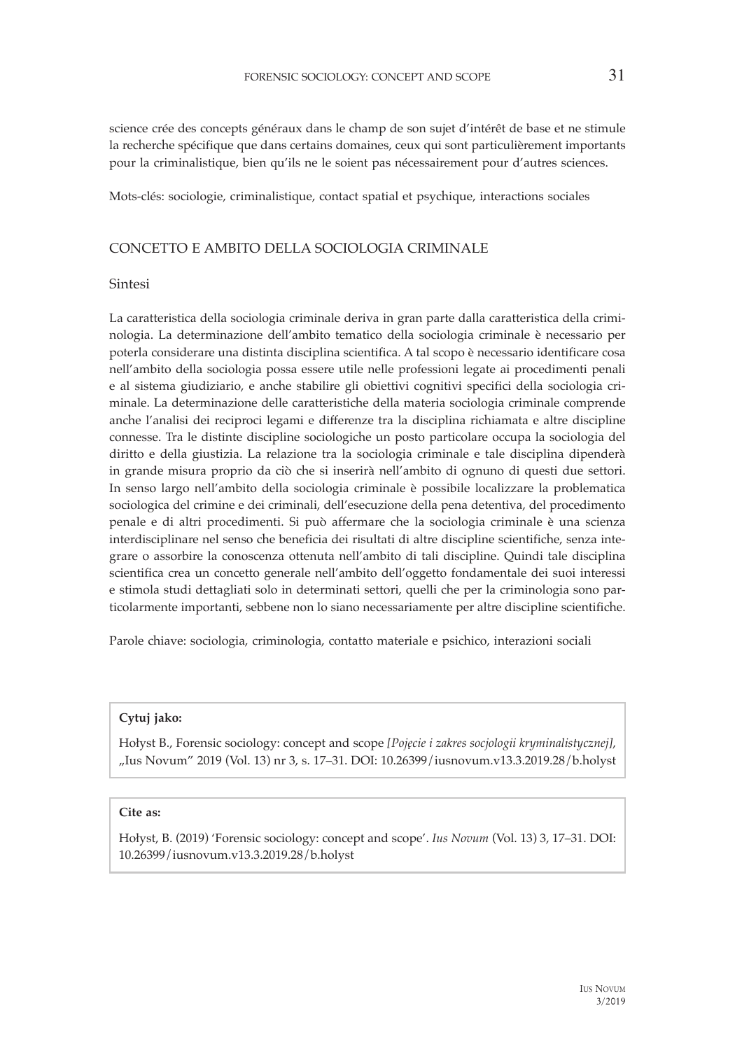science crée des concepts généraux dans le champ de son sujet d'intérêt de base et ne stimule la recherche spécifique que dans certains domaines, ceux qui sont particulièrement importants pour la criminalistique, bien qu'ils ne le soient pas nécessairement pour d'autres sciences.

Mots-clés: sociologie, criminalistique, contact spatial et psychique, interactions sociales

## CONCETTO E AMBITO DELLA SOCIOLOGIA CRIMINALE

### Sintesi

La caratteristica della sociologia criminale deriva in gran parte dalla caratteristica della criminologia. La determinazione dell'ambito tematico della sociologia criminale è necessario per poterla considerare una distinta disciplina scientifica. A tal scopo è necessario identificare cosa nell'ambito della sociologia possa essere utile nelle professioni legate ai procedimenti penali e al sistema giudiziario, e anche stabilire gli obiettivi cognitivi specifici della sociologia criminale. La determinazione delle caratteristiche della materia sociologia criminale comprende anche l'analisi dei reciproci legami e differenze tra la disciplina richiamata e altre discipline connesse. Tra le distinte discipline sociologiche un posto particolare occupa la sociologia del diritto e della giustizia. La relazione tra la sociologia criminale e tale disciplina dipenderà in grande misura proprio da ciò che si inserirà nell'ambito di ognuno di questi due settori. In senso largo nell'ambito della sociologia criminale è possibile localizzare la problematica sociologica del crimine e dei criminali, dell'esecuzione della pena detentiva, del procedimento penale e di altri procedimenti. Si può affermare che la sociologia criminale è una scienza interdisciplinare nel senso che beneficia dei risultati di altre discipline scientifiche, senza integrare o assorbire la conoscenza ottenuta nell'ambito di tali discipline. Quindi tale disciplina scientifica crea un concetto generale nell'ambito dell'oggetto fondamentale dei suoi interessi e stimola studi dettagliati solo in determinati settori, quelli che per la criminologia sono particolarmente importanti, sebbene non lo siano necessariamente per altre discipline scientifiche.

Parole chiave: sociologia, criminologia, contatto materiale e psichico, interazioni sociali

**Cytuj jako:**

Hołyst B., Forensic sociology: concept and scope *[Pojęcie i zakres socjologii kryminalistycznej]*, „Ius Novum" 2019 (Vol. 13) nr 3, s. 17–31. DOI: 10.26399/iusnovum.v13.3.2019.28/b.holyst

**Cite as:**

Hołyst, B. (2019) 'Forensic sociology: concept and scope'. *Ius Novum* (Vol. 13) 3, 17–31. DOI: 10.26399/iusnovum.v13.3.2019.28/b.holyst